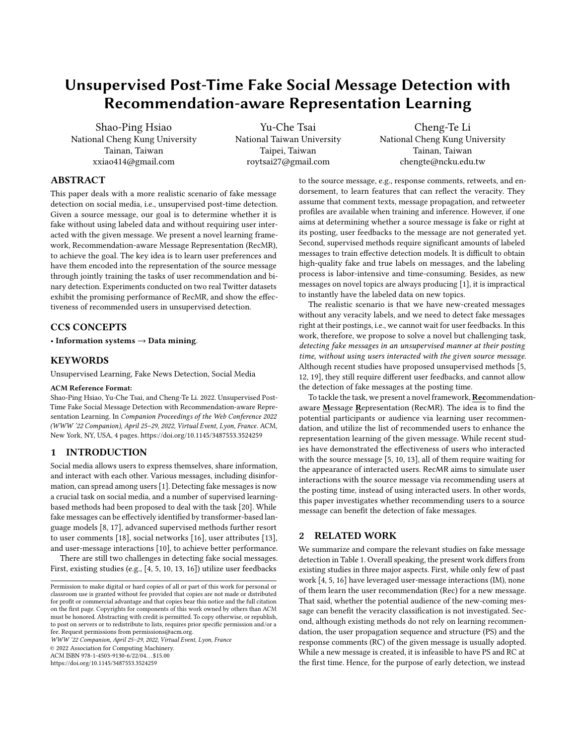# Unsupervised Post-Time Fake Social Message Detection with Recommendation-aware Representation Learning

Shao-Ping Hsiao
National Cheng Kung University
Tainan, Taiwan
xxiao414@gmail.com

Yu-Che Tsai
National Taiwan University
Taipei, Taiwan
roytsai27@gmail.com

Cheng-Te Li
National Cheng Kung University
Tainan, Taiwan
chengte@ncku.edu.tw

## ABSTRACT

This paper deals with a more realistic scenario of fake message detection on social media, i.e., unsupervised post-time detection. Given a source message, our goal is to determine whether it is fake without using labeled data and without requiring user interacted with the given message. We present a novel learning framework, Recommendation-aware Message Representation (RecMR), to achieve the goal. The key idea is to learn user preferences and have them encoded into the representation of the source message through jointly training the tasks of user recommendation and binary detection. Experiments conducted on two real Twitter datasets exhibit the promising performance of RecMR, and show the effectiveness of recommended users in unsupervised detection.

## CCS CONCEPTS

• **Information systems** → **Data mining**.

## KEYWORDS

Unsupervised Learning, Fake News Detection, Social Media

**ACM Reference Format:**

Shao-Ping Hsiao, Yu-Che Tsai, and Cheng-Te Li. 2022. Unsupervised Post-Time Fake Social Message Detection with Recommendation-aware Representation Learning. In *Companion Proceedings of the Web Conference 2022 (WWW '22 Companion), April 25–29, 2022, Virtual Event, Lyon, France.* ACM, New York, NY, USA, 4 pages. https://doi.org/10.1145/3487553.3524259

## 1 INTRODUCTION

Social media allows users to express themselves, share information, and interact with each other. Various messages, including disinformation, can spread among users [1]. Detecting fake messages is now a crucial task on social media, and a number of supervised learning-based methods had been proposed to deal with the task [20]. While fake messages can be effectively identified by transformer-based language models [8, 17], advanced supervised methods further resort to user comments [18], social networks [16], user attributes [13], and user-message interactions [10], to achieve better performance.

There are still two challenges in detecting fake social messages. First, existing studies (e.g., [4, 5, 10, 13, 16]) utilize user feedbacks to the source message, e.g., response comments, retweets, and endorsement, to learn features that can reflect the veracity. They assume that comment texts, message propagation, and retweeter profiles are available when training and inference. However, if one aims at determining whether a source message is fake or right at its posting, user feedbacks to the message are not generated yet. Second, supervised methods require significant amounts of labeled messages to train effective detection models. It is difficult to obtain high-quality fake and true labels on messages, and the labeling process is labor-intensive and time-consuming. Besides, as new messages on novel topics are always producing [1], it is impractical to instantly have the labeled data on new topics.

The realistic scenario is that we have new-created messages without any veracity labels, and we need to detect fake messages right at their postings, i.e., we cannot wait for user feedbacks. In this work, therefore, we propose to solve a novel but challenging task, *detecting fake messages in an unsupervised manner at their posting time, without using users interacted with the given source message.* Although recent studies have proposed unsupervised methods [5, 12, 19], they still require different user feedbacks, and cannot allow the detection of fake messages at the posting time.

To tackle the task, we present a novel framework, **Rec**ommendation-aware **M**essage **R**epresentation (RecMR). The idea is to find the potential participants or audience via learning user recommendation, and utilize the list of recommended users to enhance the representation learning of the given message. While recent studies have demonstrated the effectiveness of users who interacted with the source message [5, 10, 13], all of them require waiting for the appearance of interacted users. RecMR aims to simulate user interactions with the source message via recommending users at the posting time, instead of using interacted users. In other words, this paper investigates whether recommending users to a source message can benefit the detection of fake messages.

## 2 RELATED WORK

We summarize and compare the relevant studies on fake message detection in Table 1. Overall speaking, the present work differs from existing studies in three major aspects. First, while only few of past work [4, 5, 16] have leveraged user-message interactions (IM), none of them learn the user recommendation (Rec) for a new message. That said, whether the potential audience of the new-coming message can benefit the veracity classification is not investigated. Second, although existing methods do not rely on learning recommendation, the user propagation sequence and structure (PS) and the response comments (RC) of the given message is usually adopted. While a new message is created, it is infeasible to have PS and RC at the first time. Hence, for the purpose of early detection, we instead

---

Permission to make digital or hard copies of all or part of this work for personal or classroom use is granted without fee provided that copies are not made or distributed for profit or commercial advantage and that copies bear this notice and the full citation on the first page. Copyrights for components of this work owned by others than ACM must be honored. Abstracting with credit is permitted. To copy otherwise, or republish, to post on servers or to redistribute to lists, requires prior specific permission and/or a fee. Request permissions from permissions@acm.org.

*WWW '22 Companion, April 25–29, 2022, Virtual Event, Lyon, France*

© 2022 Association for Computing Machinery.
ACM ISBN 978-1-4503-9130-6/22/04…$15.00
https://doi.org/10.1145/3487553.3524259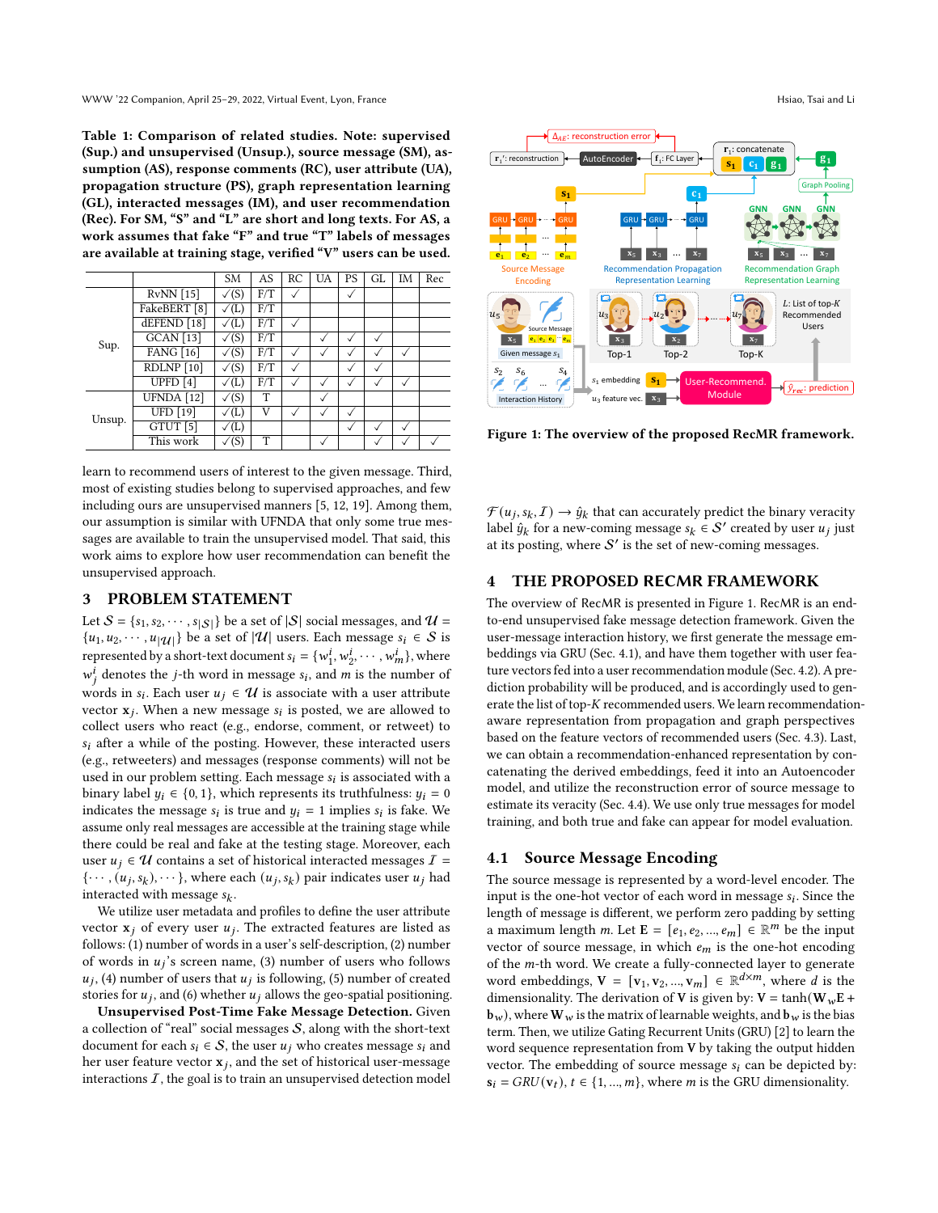**Table 1: Comparison of related studies. Note: supervised (Sup.) and unsupervised (Unsup.), source message (SM), assumption (AS), response comments (RC), user attribute (UA), propagation structure (PS), graph representation learning (GL), interacted messages (IM), and user recommendation (Rec). For SM, "S" and "L" are short and long texts. For AS, a work assumes that fake "F" and true "T" labels of messages are available at training stage, verified "V" users can be used.**

| | | SM | AS | RC | UA | PS | GL | IM | Rec |
|---|---|---|---|---|---|---|---|---|---|
| Sup. | RvNN [15] | ✓(S) | F/T | ✓ | | ✓ | | | |
| | FakeBERT [8] | ✓(L) | F/T | | | | | | |
| | dEFEND [18] | ✓(L) | F/T | ✓ | | | | | |
| | GCAN [13] | ✓(S) | F/T | | ✓ | ✓ | ✓ | | |
| | FANG [16] | ✓(S) | F/T | ✓ | ✓ | ✓ | ✓ | ✓ | |
| | RDLNP [10] | ✓(S) | F/T | ✓ | | ✓ | ✓ | | |
| | UPFD [4] | ✓(L) | F/T | ✓ | ✓ | ✓ | ✓ | ✓ | |
| Unsup. | UFNDA [12] | ✓(S) | T | | ✓ | | | | |
| | UFD [19] | ✓(L) | V | ✓ | ✓ | ✓ | | | |
| | GTUT [5] | ✓(L) | | | | ✓ | ✓ | ✓ | |
| | This work | ✓(S) | T | | ✓ | | ✓ | ✓ | ✓ |

learn to recommend users of interest to the given message. Third, most of existing studies belong to supervised approaches, and few including ours are unsupervised manners [5, 12, 19]. Among them, our assumption is similar with UFNDA that only some true messages are available to train the unsupervised model. That said, this work aims to explore how user recommendation can benefit the unsupervised approach.

## 3 PROBLEM STATEMENT

Let $\mathcal{S} = \{s_1, s_2, \cdots, s_{|\mathcal{S}|}\}$ be a set of $|\mathcal{S}|$ social messages, and $\mathcal{U} = \{u_1, u_2, \cdots, u_{|\mathcal{U}|}\}$ be a set of $|\mathcal{U}|$ users. Each message $s_i \in \mathcal{S}$ is represented by a short-text document $s_i = \{w_1^i, w_2^i, \cdots, w_m^i\}$, where $w_j^i$ denotes the $j$-th word in message $s_i$, and $m$ is the number of words in $s_i$. Each user $u_j \in \mathcal{U}$ is associate with a user attribute vector $\mathbf{x}_j$. When a new message $s_i$ is posted, we are allowed to collect users who react (e.g., endorse, comment, or retweet) to $s_i$ after a while of the posting. However, these interacted users (e.g., retweeters) and messages (response comments) will not be used in our problem setting. Each message $s_i$ is associated with a binary label $y_i \in \{0, 1\}$, which represents its truthfulness: $y_i = 0$ indicates the message $s_i$ is true and $y_i = 1$ implies $s_i$ is fake. We assume only real messages are accessible at the training stage while there could be real and fake at the testing stage. Moreover, each user $u_j \in \mathcal{U}$ contains a set of historical interacted messages $\mathcal{I} = \{\cdots, (u_j, s_k), \cdots\}$, where each $(u_j, s_k)$ pair indicates user $u_j$ had interacted with message $s_k$.

We utilize user metadata and profiles to define the user attribute vector $\mathbf{x}_j$ of every user $u_j$. The extracted features are listed as follows: (1) number of words in a user's self-description, (2) number of words in $u_j$'s screen name, (3) number of users who follows $u_j$, (4) number of users that $u_j$ is following, (5) number of created stories for $u_j$, and (6) whether $u_j$ allows the geo-spatial positioning.

**Unsupervised Post-Time Fake Message Detection.** Given a collection of "real" social messages $\mathcal{S}$, along with the short-text document for each $s_i \in \mathcal{S}$, the user $u_j$ who creates message $s_i$ and her user feature vector $\mathbf{x}_j$, and the set of historical user-message interactions $\mathcal{I}$, the goal is to train an unsupervised detection model $\mathcal{F}(u_j, s_k, \mathcal{I}) \rightarrow \hat{y}_k$ that can accurately predict the binary veracity label $\hat{y}_k$ for a new-coming message $s_k \in \mathcal{S}'$ created by user $u_j$ just at its posting, where $\mathcal{S}'$ is the set of new-coming messages.

**Figure 1: The overview of the proposed RecMR framework.**

## 4 THE PROPOSED RECMR FRAMEWORK

The overview of RecMR is presented in Figure 1. RecMR is an end-to-end unsupervised fake message detection framework. Given the user-message interaction history, we first generate the message embeddings via GRU (Sec. 4.1), and have them together with user feature vectors fed into a user recommendation module (Sec. 4.2). A prediction probability will be produced, and is accordingly used to generate the list of top-$K$ recommended users. We learn recommendation-aware representation from propagation and graph perspectives based on the feature vectors of recommended users (Sec. 4.3). Last, we can obtain a recommendation-enhanced representation by concatenating the derived embeddings, feed it into an Autoencoder model, and utilize the reconstruction error of source message to estimate its veracity (Sec. 4.4). We use only true messages for model training, and both true and fake can appear for model evaluation.

### 4.1 Source Message Encoding

The source message is represented by a word-level encoder. The input is the one-hot vector of each word in message $s_i$. Since the length of message is different, we perform zero padding by setting a maximum length $m$. Let $\mathbf{E} = [e_1, e_2, ..., e_m] \in \mathbb{R}^m$ be the input vector of source message, in which $e_m$ is the one-hot encoding of the $m$-th word. We create a fully-connected layer to generate word embeddings, $\mathbf{V} = [\mathbf{v}_1, \mathbf{v}_2, ..., \mathbf{v}_m] \in \mathbb{R}^{d \times m}$, where $d$ is the dimensionality. The derivation of $\mathbf{V}$ is given by: $\mathbf{V} = \tanh(\mathbf{W}_w \mathbf{E} + \mathbf{b}_w)$, where $\mathbf{W}_w$ is the matrix of learnable weights, and $\mathbf{b}_w$ is the bias term. Then, we utilize Gating Recurrent Units (GRU) [2] to learn the word sequence representation from $\mathbf{V}$ by taking the output hidden vector. The embedding of source message $s_i$ can be depicted by: $\mathbf{s}_i = GRU(\mathbf{v}_t), t \in \{1, ..., m\}$, where $m$ is the GRU dimensionality.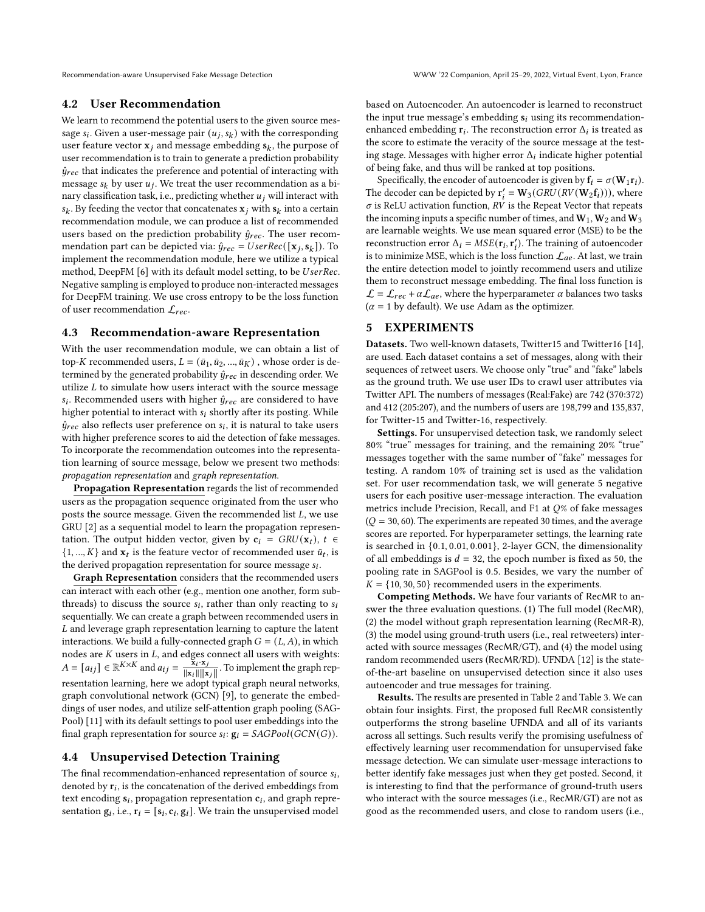## 4.2 User Recommendation

We learn to recommend the potential users to the given source message $s_i$. Given a user-message pair $(u_j, s_k)$ with the corresponding user feature vector $\mathbf{x}_j$ and message embedding $\mathbf{s}_k$, the purpose of user recommendation is to train to generate a prediction probability $\hat{y}_{rec}$ that indicates the preference and potential of interacting with message $s_k$ by user $u_j$. We treat the user recommendation as a binary classification task, i.e., predicting whether $u_j$ will interact with $s_k$. By feeding the vector that concatenates $\mathbf{x}_j$ with $\mathbf{s}_k$ into a certain recommendation module, we can produce a list of recommended users based on the prediction probability $\hat{y}_{rec}$. The user recommendation part can be depicted via: $\hat{y}_{rec} = UserRec([\mathbf{x}_j, \mathbf{s}_k])$. To implement the recommendation module, here we utilize a typical method, DeepFM [6] with its default model setting, to be $UserRec$. Negative sampling is employed to produce non-interacted messages for DeepFM training. We use cross entropy to be the loss function of user recommendation $\mathcal{L}_{rec}$.

## 4.3 Recommendation-aware Representation

With the user recommendation module, we can obtain a list of top-$K$ recommended users, $L = (\bar{u}_1, \bar{u}_2, ..., \bar{u}_K)$ , whose order is determined by the generated probability $\hat{y}_{rec}$ in descending order. We utilize $L$ to simulate how users interact with the source message $s_i$. Recommended users with higher $\hat{y}_{rec}$ are considered to have higher potential to interact with $s_i$ shortly after its posting. While $\hat{y}_{rec}$ also reflects user preference on $s_i$, it is natural to take users with higher preference scores to aid the detection of fake messages. To incorporate the recommendation outcomes into the representation learning of source message, below we present two methods: *propagation representation* and *graph representation*.

**Propagation Representation** regards the list of recommended users as the propagation sequence originated from the user who posts the source message. Given the recommended list $L$, we use GRU [2] as a sequential model to learn the propagation representation. The output hidden vector, given by $\mathbf{c}_i = GRU(\mathbf{x}_t)$, $t \in \{1, ..., K\}$ and $\mathbf{x}_t$ is the feature vector of recommended user $\bar{u}_t$, is the derived propagation representation for source message $s_i$.

**Graph Representation** considers that the recommended users can interact with each other (e.g., mention one another, form sub-threads) to discuss the source $s_i$, rather than only reacting to $s_i$ sequentially. We can create a graph between recommended users in $L$ and leverage graph representation learning to capture the latent interactions. We build a fully-connected graph $G = (L, A)$, in which nodes are $K$ users in $L$, and edges connect all users with weights: $A = [a_{ij}] \in \mathbb{R}^{K \times K}$ and $a_{ij} = \frac{\mathbf{x}_i \cdot \mathbf{x}_j}{\|\mathbf{x}_i\| \|\mathbf{x}_j\|}$. To implement the graph representation learning, here we adopt typical graph neural networks, graph convolutional network (GCN) [9], to generate the embeddings of user nodes, and utilize self-attention graph pooling (SAGPool) [11] with its default settings to pool user embeddings into the final graph representation for source $s_i$: $\mathbf{g}_i = SAGPool(GCN(G))$.

## 4.4 Unsupervised Detection Training

The final recommendation-enhanced representation of source $s_i$, denoted by $\mathbf{r}_i$, is the concatenation of the derived embeddings from text encoding $\mathbf{s}_i$, propagation representation $\mathbf{c}_i$, and graph representation $\mathbf{g}_i$, i.e., $\mathbf{r}_i = [\mathbf{s}_i, \mathbf{c}_i, \mathbf{g}_i]$. We train the unsupervised model based on Autoencoder. An autoencoder is learned to reconstruct the input true message's embedding $\mathbf{s}_i$ using its recommendation-enhanced embedding $\mathbf{r}_i$. The reconstruction error $\Delta_i$ is treated as the score to estimate the veracity of the source message at the testing stage. Messages with higher error $\Delta_i$ indicate higher potential of being fake, and thus will be ranked at top positions.

Specifically, the encoder of autoencoder is given by $\mathbf{f}_i = \sigma(\mathbf{W}_1 \mathbf{r}_i)$. The decoder can be depicted by $\mathbf{r}'_i = \mathbf{W}_3(GRU(RV(\mathbf{W}_2 \mathbf{f}_i)))$, where $\sigma$ is ReLU activation function, $RV$ is the Repeat Vector that repeats the incoming inputs a specific number of times, and $\mathbf{W}_1$, $\mathbf{W}_2$ and $\mathbf{W}_3$ are learnable weights. We use mean squared error (MSE) to be the reconstruction error $\Delta_i = MSE(\mathbf{r}_i, \mathbf{r}'_i)$. The training of autoencoder is to minimize MSE, which is the loss function $\mathcal{L}_{ae}$. At last, we train the entire detection model to jointly recommend users and utilize them to reconstruct message embedding. The final loss function is $\mathcal{L} = \mathcal{L}_{rec} + \alpha \mathcal{L}_{ae}$, where the hyperparameter $\alpha$ balances two tasks ($\alpha = 1$ by default). We use Adam as the optimizer.

# 5 EXPERIMENTS

**Datasets.** Two well-known datasets, Twitter15 and Twitter16 [14], are used. Each dataset contains a set of messages, along with their sequences of retweet users. We choose only "true" and "fake" labels as the ground truth. We use user IDs to crawl user attributes via Twitter API. The numbers of messages (Real:Fake) are 742 (370:372) and 412 (205:207), and the numbers of users are 198,799 and 135,837, for Twitter-15 and Twitter-16, respectively.

**Settings.** For unsupervised detection task, we randomly select 80% "true" messages for training, and the remaining 20% "true" messages together with the same number of "fake" messages for testing. A random 10% of training set is used as the validation set. For user recommendation task, we will generate 5 negative users for each positive user-message interaction. The evaluation metrics include Precision, Recall, and F1 at $Q$% of fake messages ($Q = 30, 60$). The experiments are repeated 30 times, and the average scores are reported. For hyperparameter settings, the learning rate is searched in $\{0.1, 0.01, 0.001\}$, 2-layer GCN, the dimensionality of all embeddings is $d = 32$, the epoch number is fixed as 50, the pooling rate in SAGPool is 0.5. Besides, we vary the number of $K = \{10, 30, 50\}$ recommended users in the experiments.

**Competing Methods.** We have four variants of RecMR to answer the three evaluation questions. (1) The full model (RecMR), (2) the model without graph representation learning (RecMR-R), (3) the model using ground-truth users (i.e., real retweeters) interacted with source messages (RecMR/GT), and (4) the model using random recommended users (RecMR/RD). UFNDA [12] is the state-of-the-art baseline on unsupervised detection since it also uses autoencoder and true messages for training.

**Results.** The results are presented in Table 2 and Table 3. We can obtain four insights. First, the proposed full RecMR consistently outperforms the strong baseline UFNDA and all of its variants across all settings. Such results verify the promising usefulness of effectively learning user recommendation for unsupervised fake message detection. We can simulate user-message interactions to better identify fake messages just when they get posted. Second, it is interesting to find that the performance of ground-truth users who interact with the source messages (i.e., RecMR/GT) are not as good as the recommended users, and close to random users (i.e.,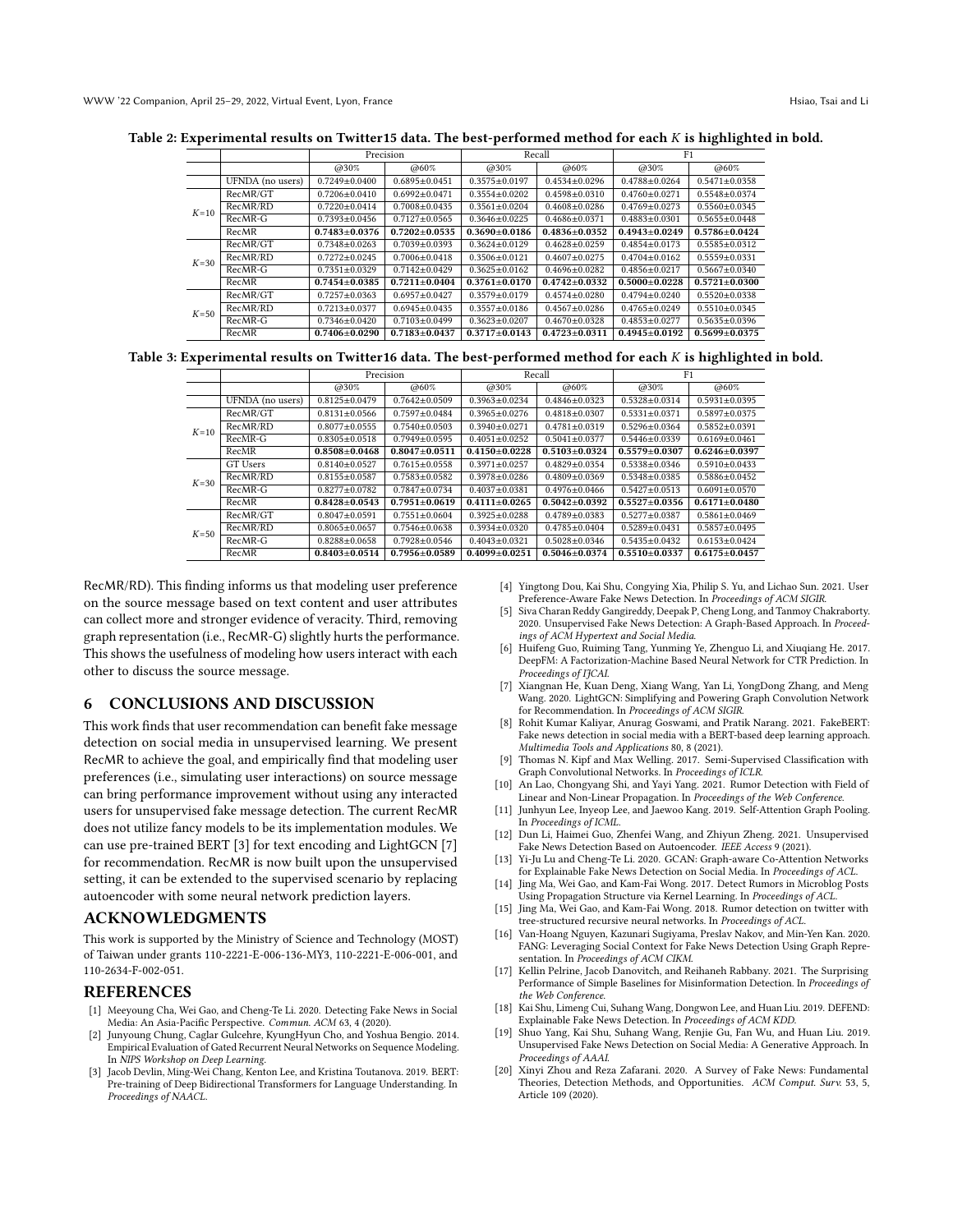Table 2: Experimental results on Twitter15 data. The best-performed method for each $K$ is highlighted in bold.

| | | Precision | | Recall | | F1 | |
|---|---|---|---|---|---|---|---|
| | | @30% | @60% | @30% | @60% | @30% | @60% |
| | UFNDA (no users) | 0.7249±0.0400 | 0.6895±0.0451 | 0.3575±0.0197 | 0.4534±0.0296 | 0.4788±0.0264 | 0.5471±0.0358 |
| $K$=10 | RecMR/GT | 0.7206±0.0410 | 0.6992±0.0471 | 0.3554±0.0202 | 0.4598±0.0310 | 0.4760±0.0271 | 0.5548±0.0374 |
| | RecMR/RD | 0.7220±0.0414 | 0.7008±0.0435 | 0.3561±0.0204 | 0.4608±0.0286 | 0.4769±0.0273 | 0.5560±0.0345 |
| | RecMR-G | 0.7393±0.0456 | 0.7127±0.0565 | 0.3646±0.0225 | 0.4686±0.0371 | 0.4883±0.0301 | 0.5655±0.0448 |
| | RecMR | **0.7483±0.0376** | **0.7202±0.0535** | **0.3690±0.0186** | **0.4836±0.0352** | **0.4943±0.0249** | **0.5786±0.0424** |
| $K$=30 | RecMR/GT | 0.7348±0.0263 | 0.7039±0.0393 | 0.3624±0.0129 | 0.4628±0.0259 | 0.4854±0.0173 | 0.5585±0.0312 |
| | RecMR/RD | 0.7272±0.0245 | 0.7006±0.0418 | 0.3506±0.0121 | 0.4607±0.0275 | 0.4704±0.0162 | 0.5559±0.0331 |
| | RecMR-G | 0.7351±0.0329 | 0.7142±0.0429 | 0.3625±0.0162 | 0.4696±0.0282 | 0.4856±0.0217 | 0.5667±0.0340 |
| | RecMR | **0.7454±0.0385** | **0.7211±0.0404** | **0.3761±0.0170** | **0.4742±0.0332** | **0.5000±0.0228** | **0.5721±0.0300** |
| $K$=50 | RecMR/GT | 0.7257±0.0363 | 0.6957±0.0427 | 0.3579±0.0179 | 0.4574±0.0280 | 0.4794±0.0240 | 0.5520±0.0338 |
| | RecMR/RD | 0.7213±0.0377 | 0.6945±0.0435 | 0.3557±0.0186 | 0.4567±0.0286 | 0.4765±0.0249 | 0.5510±0.0345 |
| | RecMR-G | 0.7346±0.0420 | 0.7103±0.0499 | 0.3623±0.0207 | 0.4670±0.0328 | 0.4853±0.0277 | 0.5635±0.0396 |
| | RecMR | **0.7406±0.0290** | **0.7183±0.0437** | **0.3717±0.0143** | **0.4723±0.0311** | **0.4945±0.0192** | **0.5699±0.0375** |

Table 3: Experimental results on Twitter16 data. The best-performed method for each $K$ is highlighted in bold.

| | | Precision | | Recall | | F1 | |
|---|---|---|---|---|---|---|---|
| | | @30% | @60% | @30% | @60% | @30% | @60% |
| | UFNDA (no users) | 0.8125±0.0479 | 0.7642±0.0509 | 0.3963±0.0234 | 0.4846±0.0323 | 0.5328±0.0314 | 0.5931±0.0395 |
| $K$=10 | RecMR/GT | 0.8131±0.0566 | 0.7597±0.0484 | 0.3965±0.0276 | 0.4818±0.0307 | 0.5331±0.0371 | 0.5897±0.0375 |
| | RecMR/RD | 0.8077±0.0555 | 0.7540±0.0503 | 0.3940±0.0271 | 0.4781±0.0319 | 0.5296±0.0364 | 0.5852±0.0391 |
| | RecMR-G | 0.8305±0.0518 | 0.7949±0.0595 | 0.4051±0.0252 | 0.5041±0.0377 | 0.5446±0.0339 | 0.6169±0.0461 |
| | RecMR | **0.8508±0.0468** | **0.8047±0.0511** | **0.4150±0.0228** | **0.5103±0.0324** | **0.5579±0.0307** | **0.6246±0.0397** |
| $K$=30 | GT Users | 0.8140±0.0527 | 0.7615±0.0558 | 0.3971±0.0257 | 0.4829±0.0354 | 0.5338±0.0346 | 0.5910±0.0433 |
| | RecMR/RD | 0.8155±0.0587 | 0.7583±0.0582 | 0.3978±0.0286 | 0.4809±0.0369 | 0.5348±0.0385 | 0.5886±0.0452 |
| | RecMR-G | 0.8277±0.0782 | 0.7847±0.0734 | 0.4037±0.0381 | 0.4976±0.0466 | 0.5427±0.0513 | 0.6091±0.0570 |
| | RecMR | **0.8428±0.0543** | **0.7951±0.0619** | **0.4111±0.0265** | **0.5042±0.0392** | **0.5527±0.0356** | **0.6171±0.0480** |
| $K$=50 | RecMR/GT | 0.8047±0.0591 | 0.7551±0.0604 | 0.3925±0.0288 | 0.4789±0.0383 | 0.5277±0.0387 | 0.5861±0.0469 |
| | RecMR/RD | 0.8065±0.0657 | 0.7546±0.0638 | 0.3934±0.0320 | 0.4785±0.0404 | 0.5289±0.0431 | 0.5857±0.0495 |
| | RecMR-G | 0.8288±0.0658 | 0.7928±0.0546 | 0.4043±0.0321 | 0.5028±0.0346 | 0.5435±0.0432 | 0.6153±0.0424 |
| | RecMR | **0.8403±0.0514** | **0.7956±0.0589** | **0.4099±0.0251** | **0.5046±0.0374** | **0.5510±0.0337** | **0.6175±0.0457** |

RecMR/RD). This finding informs us that modeling user preference on the source message based on text content and user attributes can collect more and stronger evidence of veracity. Third, removing graph representation (i.e., RecMR-G) slightly hurts the performance. This shows the usefulness of modeling how users interact with each other to discuss the source message.

## 6 CONCLUSIONS AND DISCUSSION

This work finds that user recommendation can benefit fake message detection on social media in unsupervised learning. We present RecMR to achieve the goal, and empirically find that modeling user preferences (i.e., simulating user interactions) on source message can bring performance improvement without using any interacted users for unsupervised fake message detection. The current RecMR does not utilize fancy models to be its implementation modules. We can use pre-trained BERT [3] for text encoding and LightGCN [7] for recommendation. RecMR is now built upon the unsupervised setting, it can be extended to the supervised scenario by replacing autoencoder with some neural network prediction layers.

## ACKNOWLEDGMENTS

This work is supported by the Ministry of Science and Technology (MOST) of Taiwan under grants 110-2221-E-006-136-MY3, 110-2221-E-006-001, and 110-2634-F-002-051.

## REFERENCES

[1] Meeyoung Cha, Wei Gao, and Cheng-Te Li. 2020. Detecting Fake News in Social Media: An Asia-Pacific Perspective. *Commun. ACM* 63, 4 (2020).

[2] Junyoung Chung, Caglar Gulcehre, KyungHyun Cho, and Yoshua Bengio. 2014. Empirical Evaluation of Gated Recurrent Neural Networks on Sequence Modeling. In *NIPS Workshop on Deep Learning*.

[3] Jacob Devlin, Ming-Wei Chang, Kenton Lee, and Kristina Toutanova. 2019. BERT: Pre-training of Deep Bidirectional Transformers for Language Understanding. In *Proceedings of NAACL*.

[4] Yingtong Dou, Kai Shu, Congying Xia, Philip S. Yu, and Lichao Sun. 2021. User Preference-Aware Fake News Detection. In *Proceedings of ACM SIGIR*.

[5] Siva Charan Reddy Gangireddy, Deepak P, Cheng Long, and Tanmoy Chakraborty. 2020. Unsupervised Fake News Detection: A Graph-Based Approach. In *Proceedings of ACM Hypertext and Social Media*.

[6] Huifeng Guo, Ruiming Tang, Yunming Ye, Zhenguo Li, and Xiuqiang He. 2017. DeepFM: A Factorization-Machine Based Neural Network for CTR Prediction. In *Proceedings of IJCAI*.

[7] Xiangnan He, Kuan Deng, Xiang Wang, Yan Li, YongDong Zhang, and Meng Wang. 2020. LightGCN: Simplifying and Powering Graph Convolution Network for Recommendation. In *Proceedings of ACM SIGIR*.

[8] Rohit Kumar Kaliyar, Anurag Goswami, and Pratik Narang. 2021. FakeBERT: Fake news detection in social media with a BERT-based deep learning approach. *Multimedia Tools and Applications* 80, 8 (2021).

[9] Thomas N. Kipf and Max Welling. 2017. Semi-Supervised Classification with Graph Convolutional Networks. In *Proceedings of ICLR*.

[10] An Lao, Chongyang Shi, and Yayi Yang. 2021. Rumor Detection with Field of Linear and Non-Linear Propagation. In *Proceedings of the Web Conference*.

[11] Junhyun Lee, Inyeop Lee, and Jaewoo Kang. 2019. Self-Attention Graph Pooling. In *Proceedings of ICML*.

[12] Dun Li, Haimei Guo, Zhenfei Wang, and Zhiyun Zheng. 2021. Unsupervised Fake News Detection Based on Autoencoder. *IEEE Access* 9 (2021).

[13] Yi-Ju Lu and Cheng-Te Li. 2020. GCAN: Graph-aware Co-Attention Networks for Explainable Fake News Detection on Social Media. In *Proceedings of ACL*.

[14] Jing Ma, Wei Gao, and Kam-Fai Wong. 2017. Detect Rumors in Microblog Posts Using Propagation Structure via Kernel Learning. In *Proceedings of ACL*.

[15] Jing Ma, Wei Gao, and Kam-Fai Wong. 2018. Rumor detection on twitter with tree-structured recursive neural networks. In *Proceedings of ACL*.

[16] Van-Hoang Nguyen, Kazunari Sugiyama, Preslav Nakov, and Min-Yen Kan. 2020. FANG: Leveraging Social Context for Fake News Detection Using Graph Representation. In *Proceedings of ACM CIKM*.

[17] Kellin Pelrine, Jacob Danovitch, and Reihaneh Rabbany. 2021. The Surprising Performance of Simple Baselines for Misinformation Detection. In *Proceedings of the Web Conference*.

[18] Kai Shu, Limeng Cui, Suhang Wang, Dongwon Lee, and Huan Liu. 2019. DEFEND: Explainable Fake News Detection. In *Proceedings of ACM KDD*.

[19] Shuo Yang, Kai Shu, Suhang Wang, Renjie Gu, Fan Wu, and Huan Liu. 2019. Unsupervised Fake News Detection on Social Media: A Generative Approach. In *Proceedings of AAAI*.

[20] Xinyi Zhou and Reza Zafarani. 2020. A Survey of Fake News: Fundamental Theories, Detection Methods, and Opportunities. *ACM Comput. Surv.* 53, 5, Article 109 (2020).